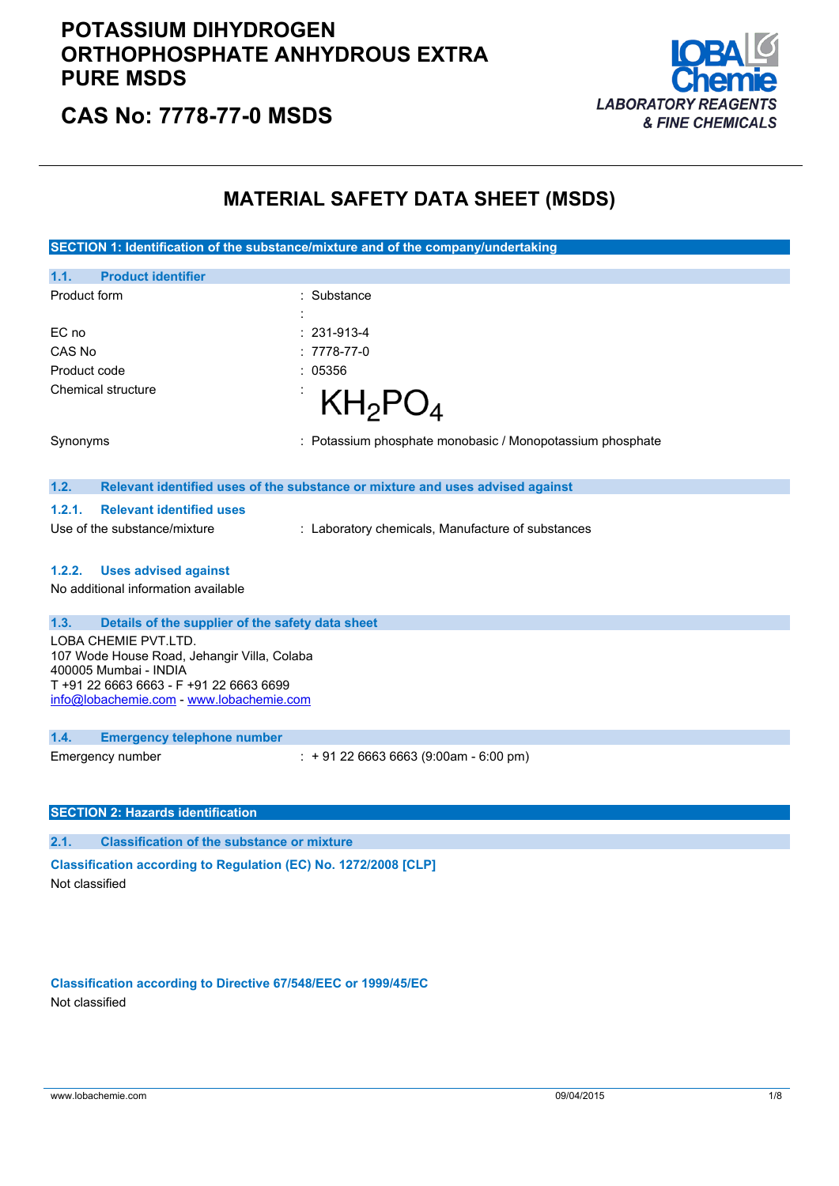# POTASSIUM DIHYDROGEN ORTHOPHOSPHATE ANHYDROUS EXTRA PURE MSDS

## CAS No: 7778-77-0 MSDS

LOBA Chemie
*LABORATORY REAGENTS & FINE CHEMICALS*

# MATERIAL SAFETY DATA SHEET (MSDS)

## SECTION 1: Identification of the substance/mixture and of the company/undertaking

### 1.1. Product identifier

| | |
|---|---|
| Product form | : Substance |
| | : |
| EC no | : 231-913-4 |
| CAS No | : 7778-77-0 |
| Product code | : 05356 |
| Chemical structure | : $KH_2PO_4$ |
| Synonyms | : Potassium phosphate monobasic / Monopotassium phosphate |

### 1.2. Relevant identified uses of the substance or mixture and uses advised against

#### 1.2.1. Relevant identified uses

Use of the substance/mixture : Laboratory chemicals, Manufacture of substances

#### 1.2.2. Uses advised against

No additional information available

### 1.3. Details of the supplier of the safety data sheet

LOBA CHEMIE PVT.LTD.
107 Wode House Road, Jehangir Villa, Colaba
400005 Mumbai - INDIA
T +91 22 6663 6663 - F +91 22 6663 6699
info@lobachemie.com - www.lobachemie.com

### 1.4. Emergency telephone number

Emergency number : + 91 22 6663 6663 (9:00am - 6:00 pm)

## SECTION 2: Hazards identification

### 2.1. Classification of the substance or mixture

**Classification according to Regulation (EC) No. 1272/2008 [CLP]**

Not classified

**Classification according to Directive 67/548/EEC or 1999/45/EC**

Not classified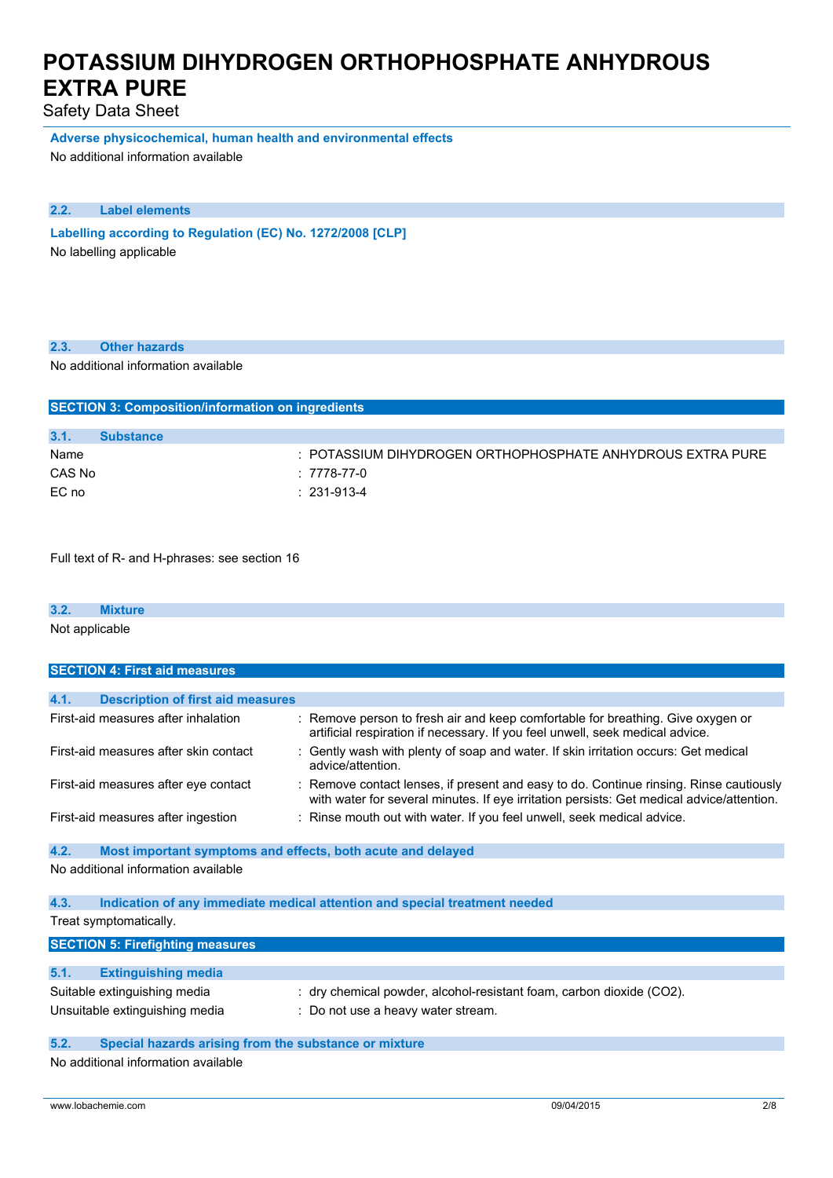#### Adverse physicochemical, human health and environmental effects

No additional information available

### 2.2. Label elements

#### Labelling according to Regulation (EC) No. 1272/2008 [CLP]

No labelling applicable

### 2.3. Other hazards

No additional information available

## SECTION 3: Composition/information on ingredients

### 3.1. Substance

| | |
|---|---|
| Name | : POTASSIUM DIHYDROGEN ORTHOPHOSPHATE ANHYDROUS EXTRA PURE |
| CAS No | : 7778-77-0 |
| EC no | : 231-913-4 |

Full text of R- and H-phrases: see section 16

### 3.2. Mixture

Not applicable

## SECTION 4: First aid measures

### 4.1. Description of first aid measures

| | |
|---|---|
| First-aid measures after inhalation | : Remove person to fresh air and keep comfortable for breathing. Give oxygen or artificial respiration if necessary. If you feel unwell, seek medical advice. |
| First-aid measures after skin contact | : Gently wash with plenty of soap and water. If skin irritation occurs: Get medical advice/attention. |
| First-aid measures after eye contact | : Remove contact lenses, if present and easy to do. Continue rinsing. Rinse cautiously with water for several minutes. If eye irritation persists: Get medical advice/attention. |
| First-aid measures after ingestion | : Rinse mouth out with water. If you feel unwell, seek medical advice. |

### 4.2. Most important symptoms and effects, both acute and delayed

No additional information available

### 4.3. Indication of any immediate medical attention and special treatment needed

Treat symptomatically.

## SECTION 5: Firefighting measures

### 5.1. Extinguishing media

| | |
|---|---|
| Suitable extinguishing media | : dry chemical powder, alcohol-resistant foam, carbon dioxide ($CO_2$). |
| Unsuitable extinguishing media | : Do not use a heavy water stream. |

### 5.2. Special hazards arising from the substance or mixture

No additional information available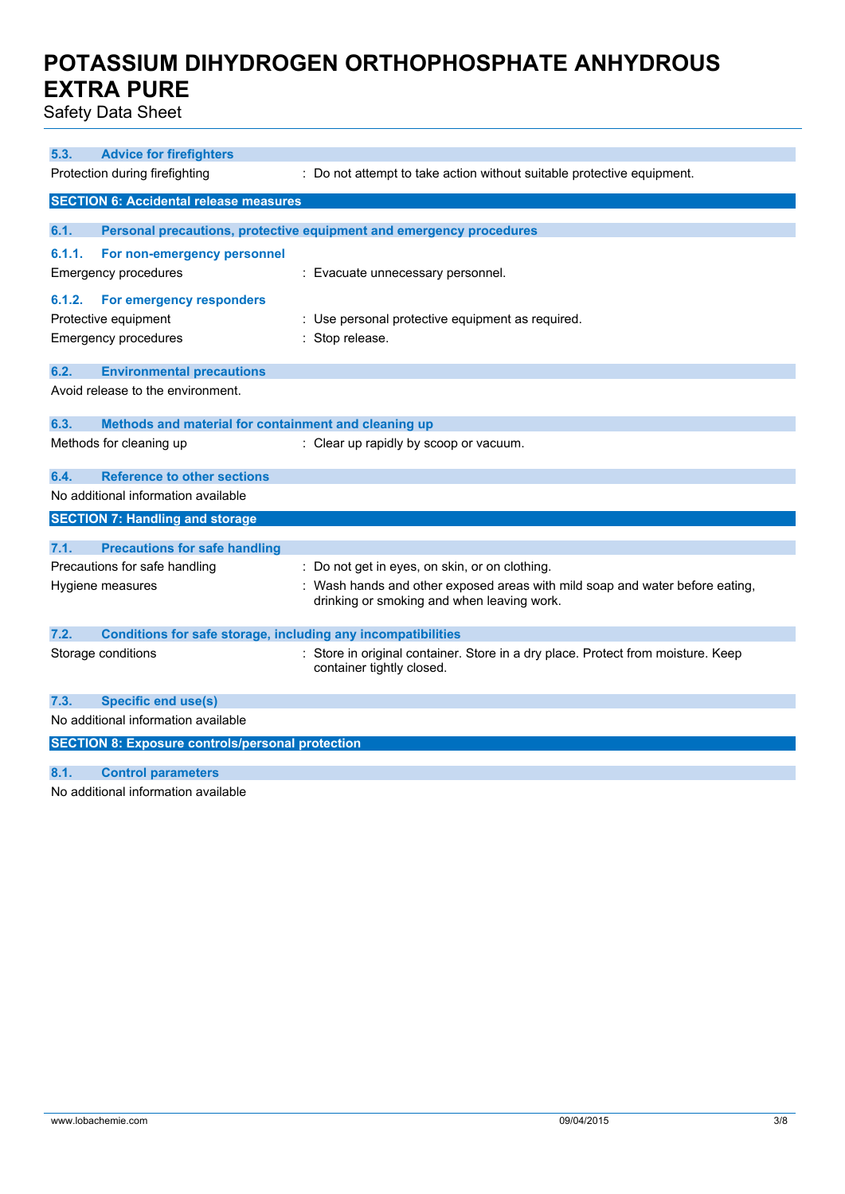### 5.3. Advice for firefighters

Protection during firefighting : Do not attempt to take action without suitable protective equipment.

## SECTION 6: Accidental release measures

### 6.1. Personal precautions, protective equipment and emergency procedures

#### 6.1.1. For non-emergency personnel

Emergency procedures : Evacuate unnecessary personnel.

#### 6.1.2. For emergency responders

Protective equipment : Use personal protective equipment as required.

Emergency procedures : Stop release.

### 6.2. Environmental precautions

Avoid release to the environment.

### 6.3. Methods and material for containment and cleaning up

Methods for cleaning up : Clear up rapidly by scoop or vacuum.

### 6.4. Reference to other sections

No additional information available

## SECTION 7: Handling and storage

### 7.1. Precautions for safe handling

Precautions for safe handling : Do not get in eyes, on skin, or on clothing.

Hygiene measures : Wash hands and other exposed areas with mild soap and water before eating, drinking or smoking and when leaving work.

### 7.2. Conditions for safe storage, including any incompatibilities

Storage conditions : Store in original container. Store in a dry place. Protect from moisture. Keep container tightly closed.

### 7.3. Specific end use(s)

No additional information available

## SECTION 8: Exposure controls/personal protection

### 8.1. Control parameters

No additional information available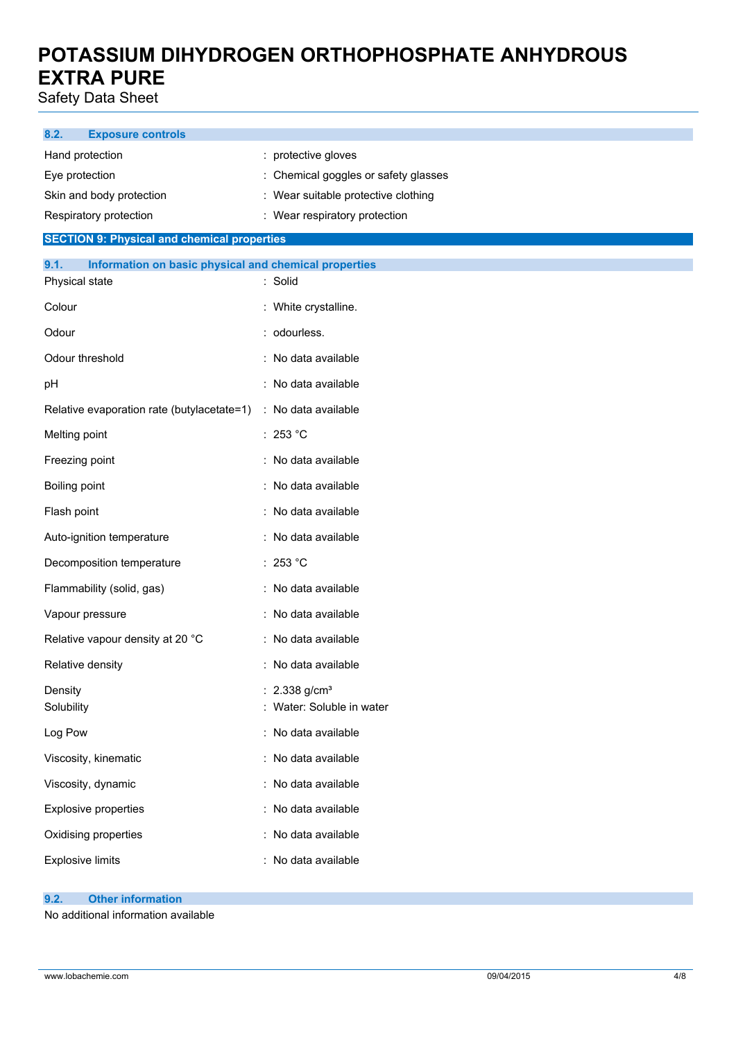### 8.2. Exposure controls

| | |
|---|---|
| Hand protection | : protective gloves |
| Eye protection | : Chemical goggles or safety glasses |
| Skin and body protection | : Wear suitable protective clothing |
| Respiratory protection | : Wear respiratory protection |

## SECTION 9: Physical and chemical properties

### 9.1. Information on basic physical and chemical properties

| | |
|---|---|
| Physical state | : Solid |
| Colour | : White crystalline. |
| Odour | : odourless. |
| Odour threshold | : No data available |
| pH | : No data available |
| Relative evaporation rate (butylacetate=1) | : No data available |
| Melting point | : 253 °C |
| Freezing point | : No data available |
| Boiling point | : No data available |
| Flash point | : No data available |
| Auto-ignition temperature | : No data available |
| Decomposition temperature | : 253 °C |
| Flammability (solid, gas) | : No data available |
| Vapour pressure | : No data available |
| Relative vapour density at 20 °C | : No data available |
| Relative density | : No data available |
| Density | : 2.338 g/cm³ |
| Solubility | : Water: Soluble in water |
| Log Pow | : No data available |
| Viscosity, kinematic | : No data available |
| Viscosity, dynamic | : No data available |
| Explosive properties | : No data available |
| Oxidising properties | : No data available |
| Explosive limits | : No data available |

### 9.2. Other information

No additional information available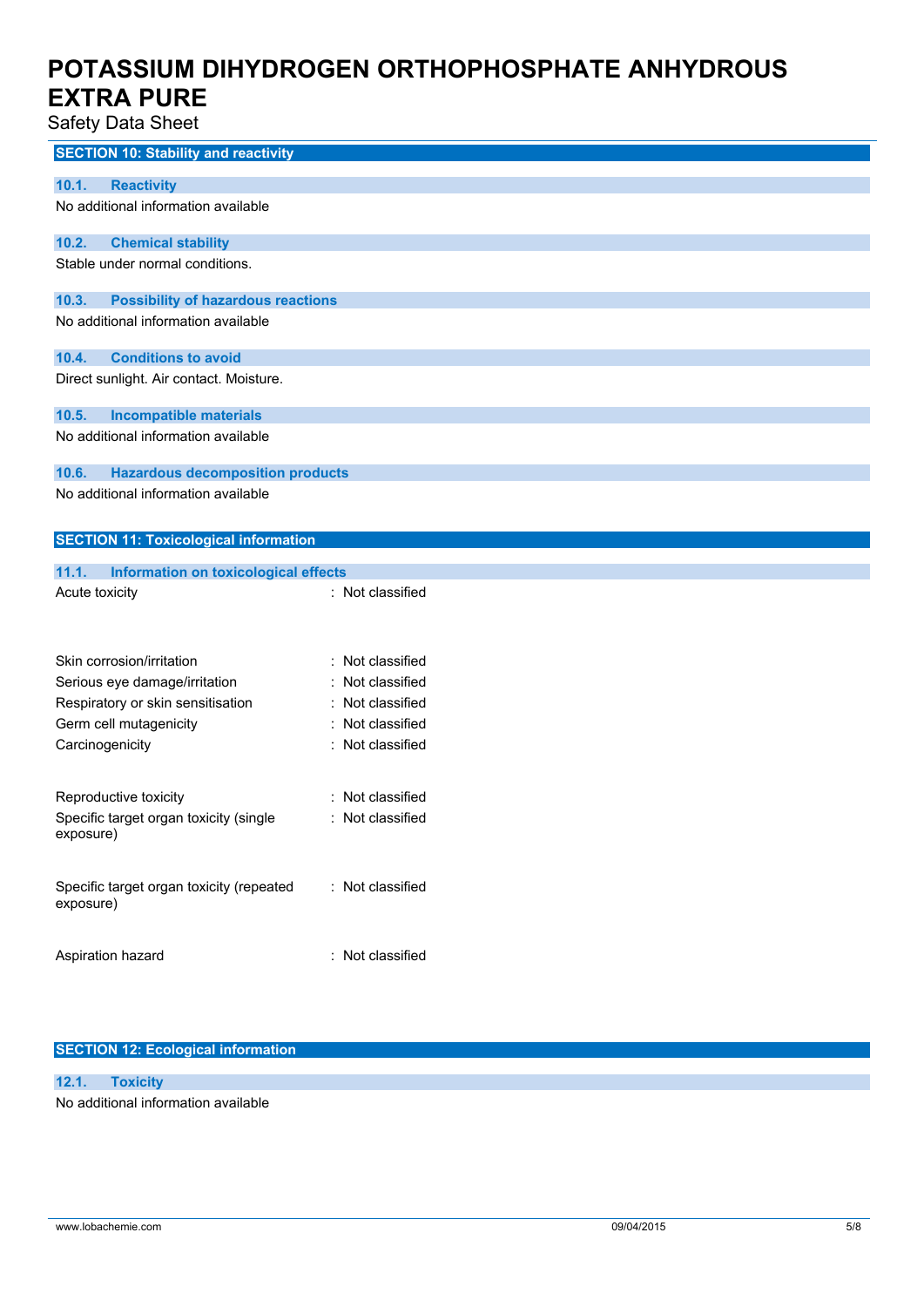## SECTION 10: Stability and reactivity

### 10.1. Reactivity

No additional information available

### 10.2. Chemical stability

Stable under normal conditions.

### 10.3. Possibility of hazardous reactions

No additional information available

### 10.4. Conditions to avoid

Direct sunlight. Air contact. Moisture.

### 10.5. Incompatible materials

No additional information available

### 10.6. Hazardous decomposition products

No additional information available

## SECTION 11: Toxicological information

### 11.1. Information on toxicological effects

| | |
|---|---|
| Acute toxicity | : Not classified |
| Skin corrosion/irritation | : Not classified |
| Serious eye damage/irritation | : Not classified |
| Respiratory or skin sensitisation | : Not classified |
| Germ cell mutagenicity | : Not classified |
| Carcinogenicity | : Not classified |
| Reproductive toxicity | : Not classified |
| Specific target organ toxicity (single exposure) | : Not classified |
| Specific target organ toxicity (repeated exposure) | : Not classified |
| Aspiration hazard | : Not classified |

## SECTION 12: Ecological information

### 12.1. Toxicity

No additional information available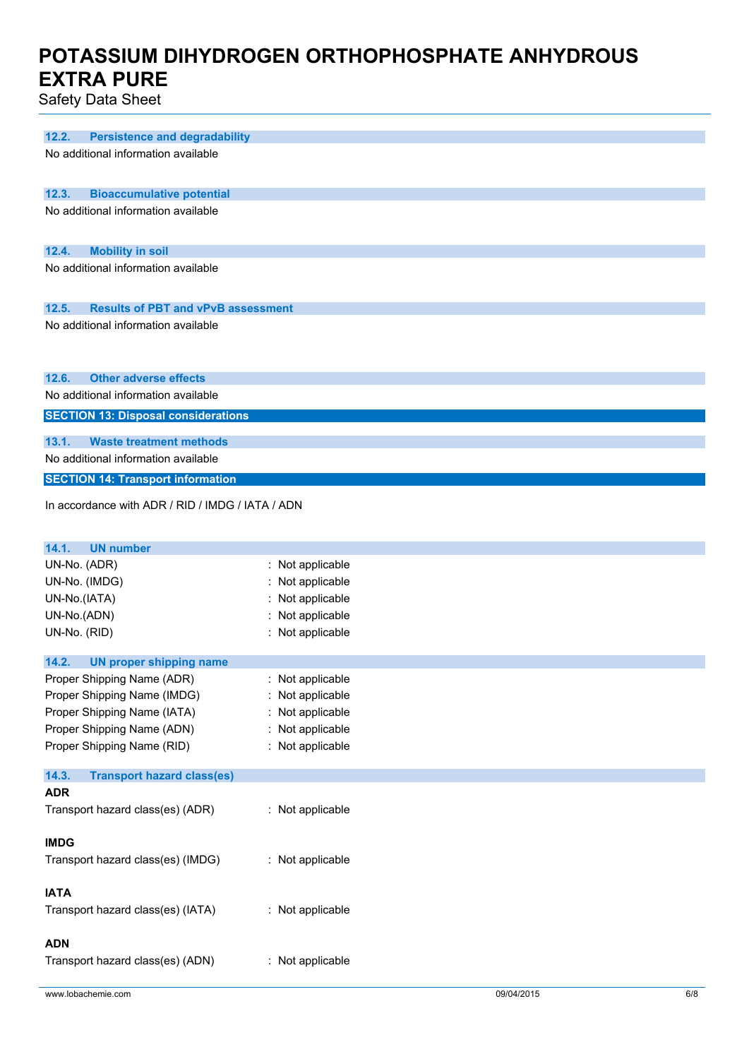### 12.2. Persistence and degradability

No additional information available

### 12.3. Bioaccumulative potential

No additional information available

### 12.4. Mobility in soil

No additional information available

### 12.5. Results of PBT and vPvB assessment

No additional information available

### 12.6. Other adverse effects

No additional information available

## SECTION 13: Disposal considerations

### 13.1. Waste treatment methods

No additional information available

## SECTION 14: Transport information

In accordance with ADR / RID / IMDG / IATA / ADN

### 14.1. UN number

UN-No. (ADR) : Not applicable
UN-No. (IMDG) : Not applicable
UN-No.(IATA) : Not applicable
UN-No.(ADN) : Not applicable
UN-No. (RID) : Not applicable

### 14.2. UN proper shipping name

Proper Shipping Name (ADR) : Not applicable
Proper Shipping Name (IMDG) : Not applicable
Proper Shipping Name (IATA) : Not applicable
Proper Shipping Name (ADN) : Not applicable
Proper Shipping Name (RID) : Not applicable

### 14.3. Transport hazard class(es)

**ADR**

Transport hazard class(es) (ADR) : Not applicable

**IMDG**

Transport hazard class(es) (IMDG) : Not applicable

**IATA**

Transport hazard class(es) (IATA) : Not applicable

**ADN**

Transport hazard class(es) (ADN) : Not applicable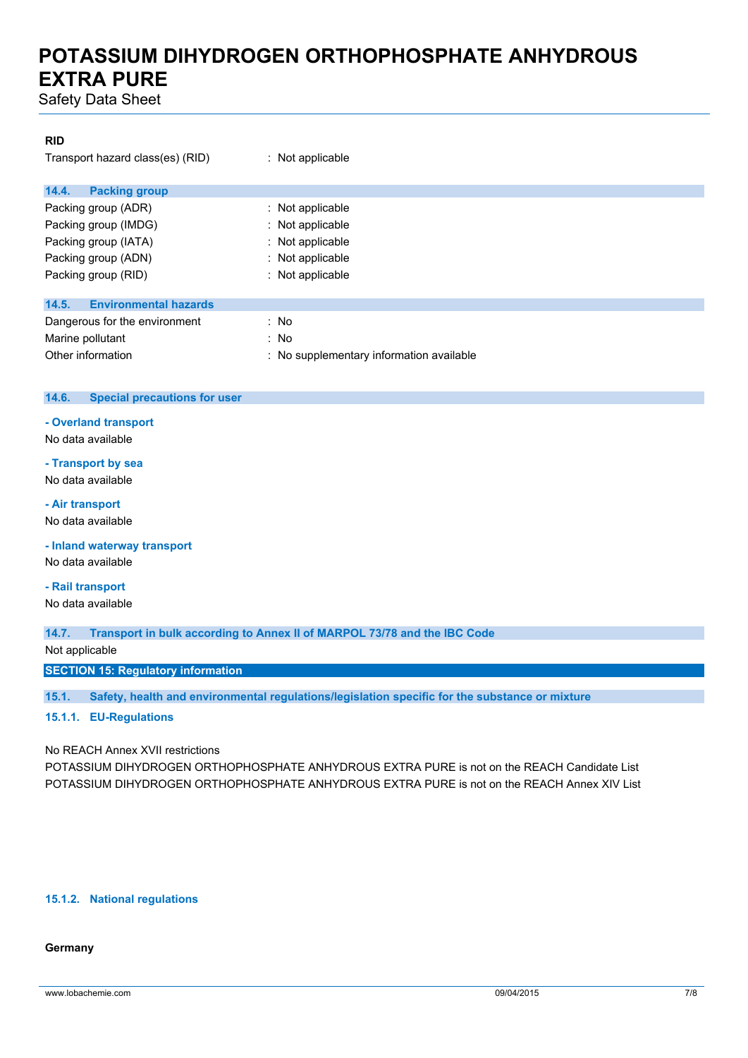**RID**

Transport hazard class(es) (RID) : Not applicable

### 14.4. Packing group

| | |
|---|---|
| Packing group (ADR) | : Not applicable |
| Packing group (IMDG) | : Not applicable |
| Packing group (IATA) | : Not applicable |
| Packing group (ADN) | : Not applicable |
| Packing group (RID) | : Not applicable |

### 14.5. Environmental hazards

| | |
|---|---|
| Dangerous for the environment | : No |
| Marine pollutant | : No |
| Other information | : No supplementary information available |

### 14.6. Special precautions for user

**- Overland transport**

No data available

**- Transport by sea**

No data available

**- Air transport**

No data available

**- Inland waterway transport**

No data available

**- Rail transport**

No data available

### 14.7. Transport in bulk according to Annex II of MARPOL 73/78 and the IBC Code

Not applicable

## SECTION 15: Regulatory information

### 15.1. Safety, health and environmental regulations/legislation specific for the substance or mixture

#### 15.1.1. EU-Regulations

No REACH Annex XVII restrictions

POTASSIUM DIHYDROGEN ORTHOPHOSPHATE ANHYDROUS EXTRA PURE is not on the REACH Candidate List

POTASSIUM DIHYDROGEN ORTHOPHOSPHATE ANHYDROUS EXTRA PURE is not on the REACH Annex XIV List

#### 15.1.2. National regulations

**Germany**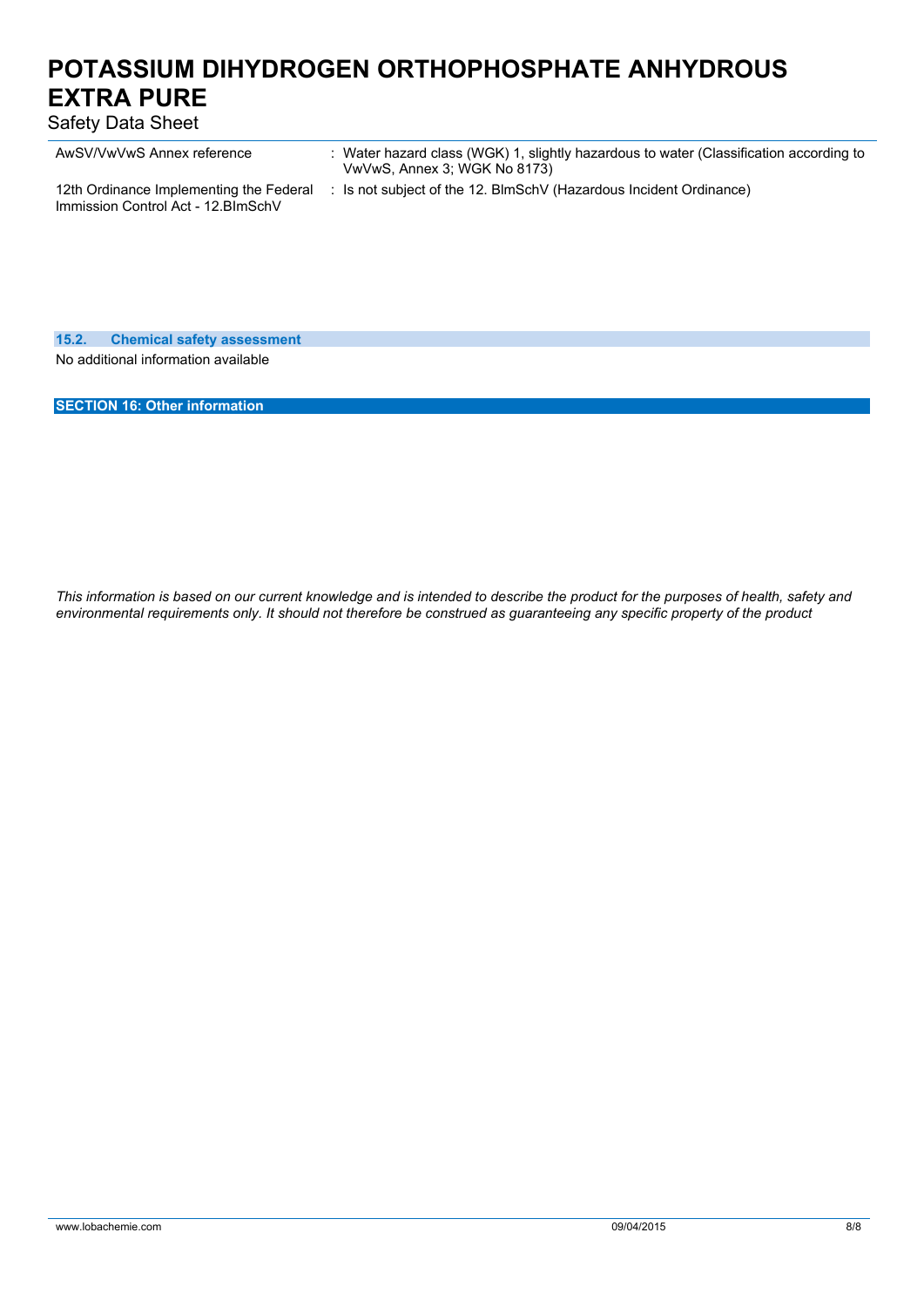| | |
|---|---|
| AwSV/VwVwS Annex reference | : Water hazard class (WGK) 1, slightly hazardous to water (Classification according to VwVwS, Annex 3; WGK No 8173) |
| 12th Ordinance Implementing the Federal Immission Control Act - 12.BImSchV | : Is not subject of the 12. BlmSchV (Hazardous Incident Ordinance) |

### 15.2. Chemical safety assessment

No additional information available

## SECTION 16: Other information

*This information is based on our current knowledge and is intended to describe the product for the purposes of health, safety and environmental requirements only. It should not therefore be construed as guaranteeing any specific property of the product*